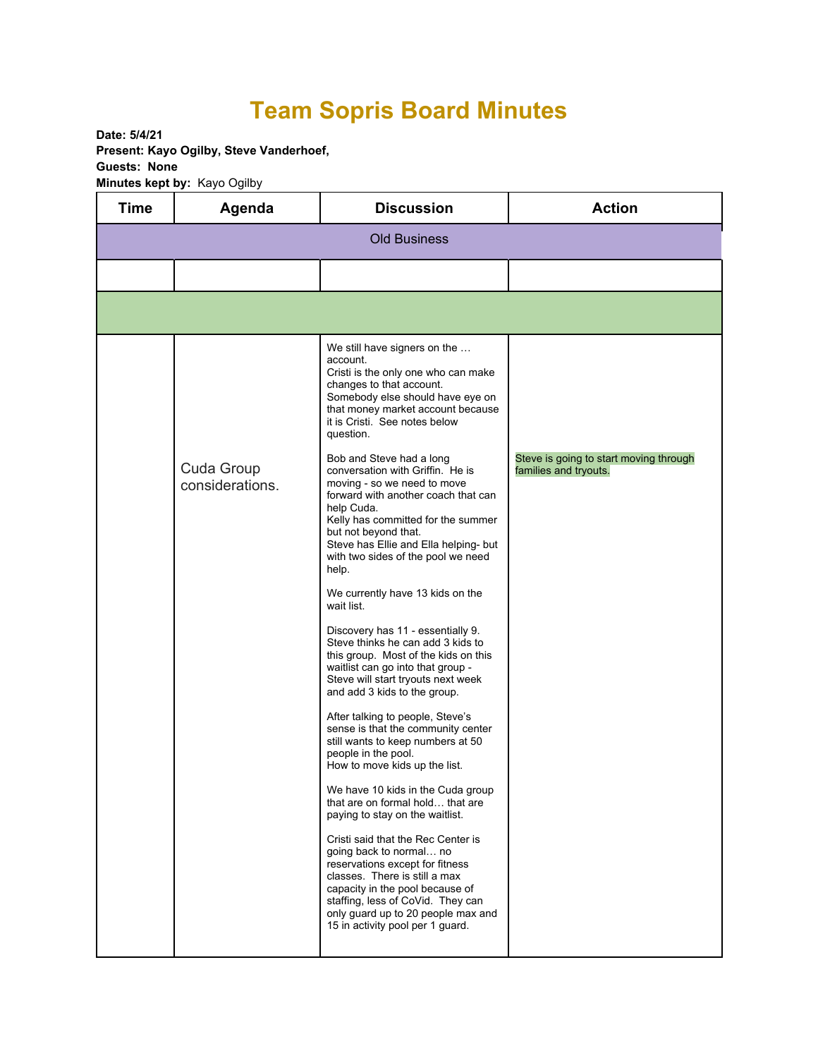# Team Sopris Board Minutes

**Date: 5/4/21**
**Present: Kayo Ogilby, Steve Vanderhoef,**
**Guests: None**
**Minutes kept by:** Kayo Ogilby

| Time | Agenda | Discussion | Action |
|---|---|---|---|
| Old Business | | | |
| | | | |
| | | | |
| | Cuda Group considerations. | We still have signers on the … account.<br>Cristi is the only one who can make changes to that account.<br>Somebody else should have eye on that money market account because it is Cristi. See notes below question.<br><br>Bob and Steve had a long conversation with Griffin. He is moving - so we need to move forward with another coach that can help Cuda.<br>Kelly has committed for the summer but not beyond that.<br>Steve has Ellie and Ella helping- but with two sides of the pool we need help.<br><br>We currently have 13 kids on the wait list.<br><br>Discovery has 11 - essentially 9. Steve thinks he can add 3 kids to this group. Most of the kids on this waitlist can go into that group - Steve will start tryouts next week and add 3 kids to the group.<br><br>After talking to people, Steve's sense is that the community center still wants to keep numbers at 50 people in the pool.<br>How to move kids up the list.<br><br>We have 10 kids in the Cuda group that are on formal hold… that are paying to stay on the waitlist.<br><br>Cristi said that the Rec Center is going back to normal… no reservations except for fitness classes. There is still a max capacity in the pool because of staffing, less of CoVid. They can only guard up to 20 people max and 15 in activity pool per 1 guard. | Steve is going to start moving through families and tryouts. |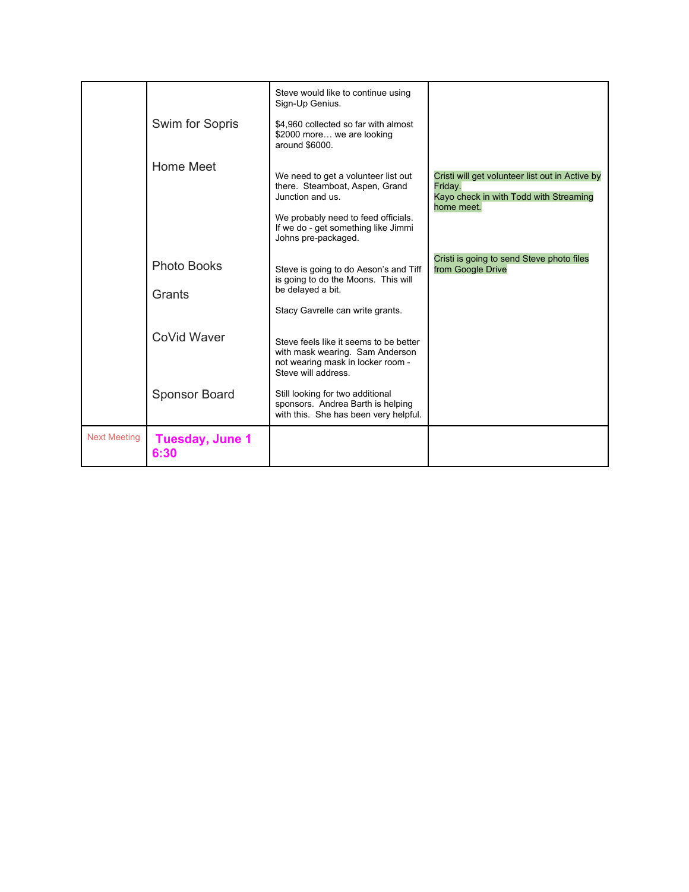| | | | |
|---|---|---|---|
| | Swim for Sopris<br><br>Home Meet | Steve would like to continue using Sign-Up Genius.<br><br>$4,960 collected so far with almost $2000 more… we are looking around $6000.<br><br>We need to get a volunteer list out there. Steamboat, Aspen, Grand Junction and us.<br><br>We probably need to feed officials. If we do - get something like Jimmi Johns pre-packaged. | Cristi will get volunteer list out in Active by Friday.<br>Kayo check in with Todd with Streaming home meet. |
| | Photo Books<br><br>Grants | Steve is going to do Aeson's and Tiff is going to do the Moons. This will be delayed a bit.<br><br>Stacy Gavrelle can write grants. | Cristi is going to send Steve photo files from Google Drive |
| | CoVid Waver | Steve feels like it seems to be better with mask wearing. Sam Anderson not wearing mask in locker room - Steve will address. | |
| | Sponsor Board | Still looking for two additional sponsors. Andrea Barth is helping with this. She has been very helpful. | |
| Next Meeting | **Tuesday, June 1 6:30** | | |